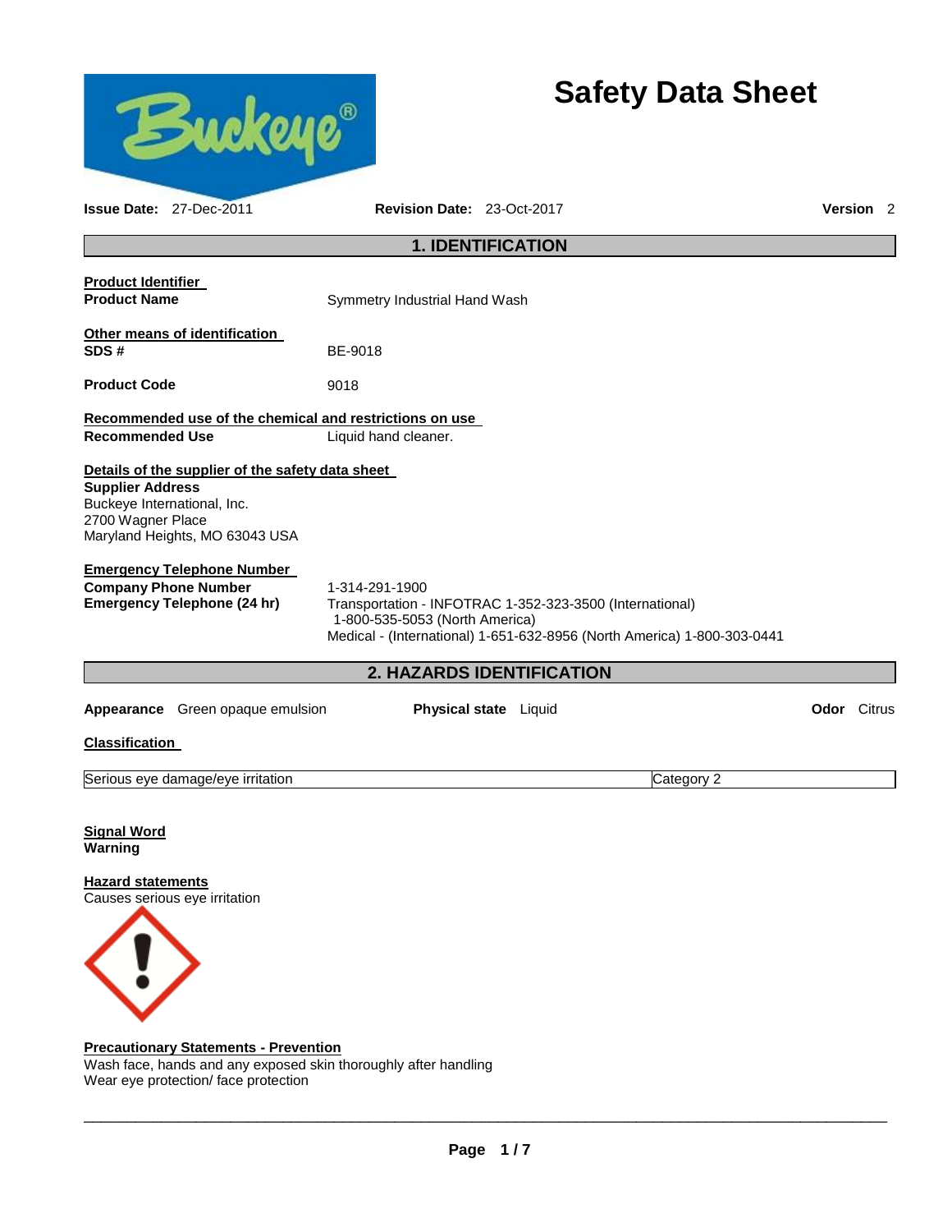# Safety Data Sheet

**Issue Date:** 27-Dec-2011 **Revision Date:** 23-Oct-2017 **Version** 2

## 1. IDENTIFICATION

**Product Identifier**

**Product Name** Symmetry Industrial Hand Wash

**Other means of identification**

**SDS #** BE-9018

**Product Code** 9018

**Recommended use of the chemical and restrictions on use**

**Recommended Use** Liquid hand cleaner.

**Details of the supplier of the safety data sheet**

**Supplier Address**
Buckeye International, Inc.
2700 Wagner Place
Maryland Heights, MO 63043 USA

**Emergency Telephone Number**

**Company Phone Number** 1-314-291-1900

**Emergency Telephone (24 hr)** Transportation - INFOTRAC 1-352-323-3500 (International)
1-800-535-5053 (North America)
Medical - (International) 1-651-632-8956 (North America) 1-800-303-0441

## 2. HAZARDS IDENTIFICATION

**Appearance** Green opaque emulsion **Physical state** Liquid **Odor** Citrus

**Classification**

| Serious eye damage/eye irritation | Category 2 |
|---|---|

**Signal Word**
**Warning**

**Hazard statements**
Causes serious eye irritation

**Precautionary Statements - Prevention**
Wash face, hands and any exposed skin thoroughly after handling
Wear eye protection/ face protection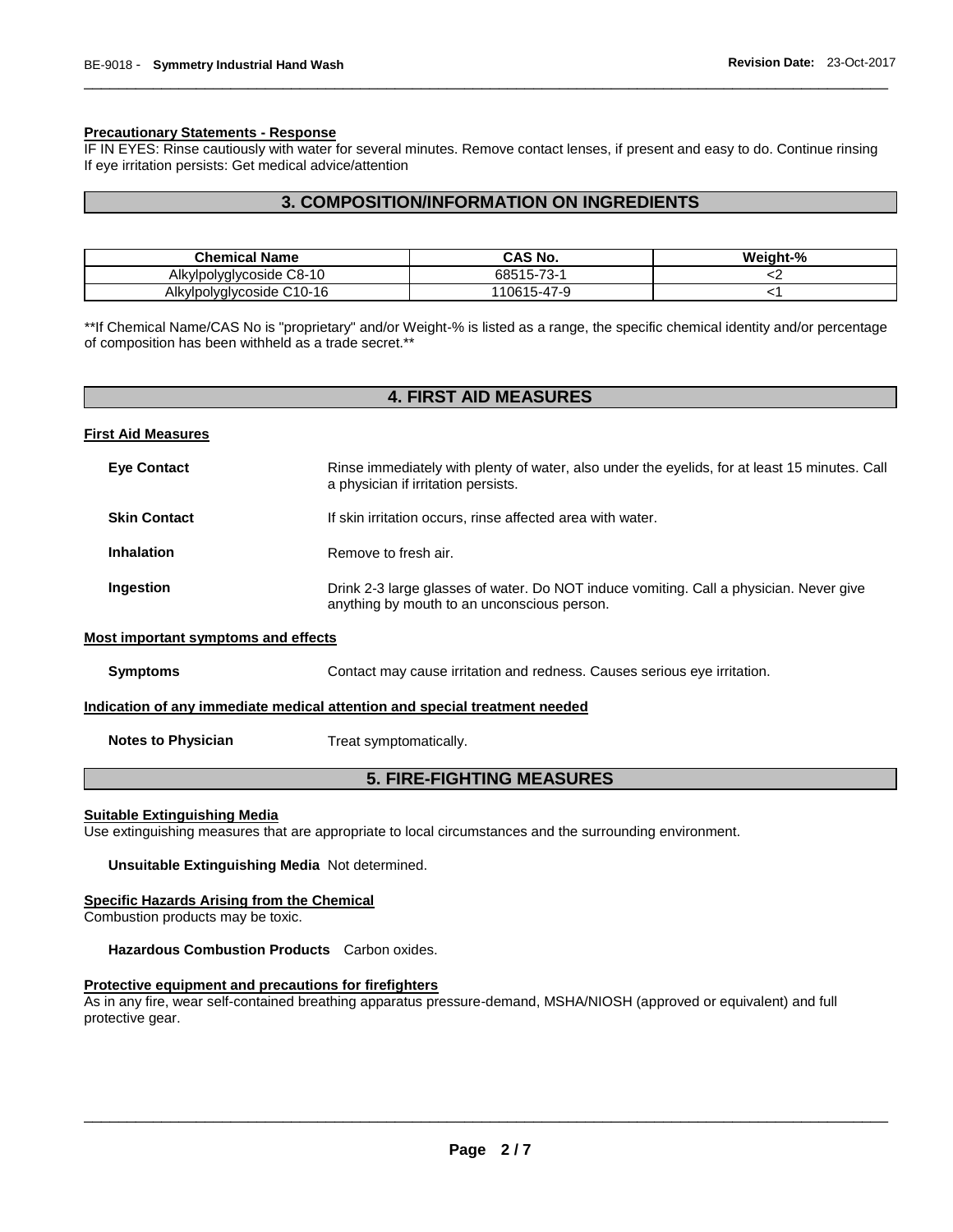**Precautionary Statements - Response**

IF IN EYES: Rinse cautiously with water for several minutes. Remove contact lenses, if present and easy to do. Continue rinsing
If eye irritation persists: Get medical advice/attention

## 3. COMPOSITION/INFORMATION ON INGREDIENTS

| Chemical Name | CAS No. | Weight-% |
|---|---|---|
| Alkylpolyglycoside C8-10 | 68515-73-1 | <2 |
| Alkylpolyglycoside C10-16 | 110615-47-9 | <1 |

**If Chemical Name/CAS No is "proprietary" and/or Weight-% is listed as a range, the specific chemical identity and/or percentage of composition has been withheld as a trade secret.**

## 4. FIRST AID MEASURES

**First Aid Measures**

**Eye Contact** Rinse immediately with plenty of water, also under the eyelids, for at least 15 minutes. Call a physician if irritation persists.

**Skin Contact** If skin irritation occurs, rinse affected area with water.

**Inhalation** Remove to fresh air.

**Ingestion** Drink 2-3 large glasses of water. Do NOT induce vomiting. Call a physician. Never give anything by mouth to an unconscious person.

**Most important symptoms and effects**

**Symptoms** Contact may cause irritation and redness. Causes serious eye irritation.

**Indication of any immediate medical attention and special treatment needed**

**Notes to Physician** Treat symptomatically.

## 5. FIRE-FIGHTING MEASURES

**Suitable Extinguishing Media**

Use extinguishing measures that are appropriate to local circumstances and the surrounding environment.

**Unsuitable Extinguishing Media** Not determined.

**Specific Hazards Arising from the Chemical**

Combustion products may be toxic.

**Hazardous Combustion Products** Carbon oxides.

**Protective equipment and precautions for firefighters**

As in any fire, wear self-contained breathing apparatus pressure-demand, MSHA/NIOSH (approved or equivalent) and full protective gear.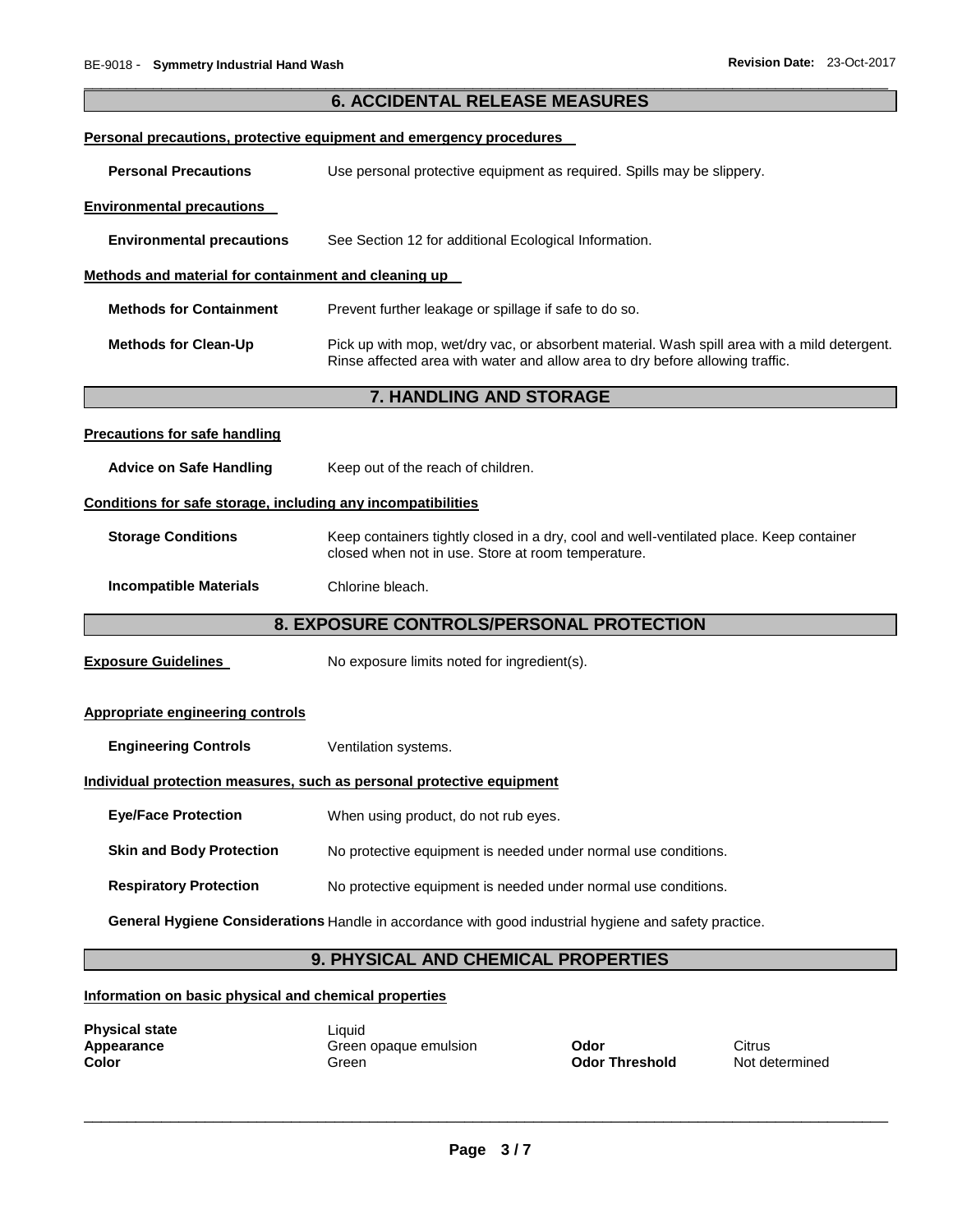## 6. ACCIDENTAL RELEASE MEASURES

**Personal precautions, protective equipment and emergency procedures**

**Personal Precautions** Use personal protective equipment as required. Spills may be slippery.

**Environmental precautions**

**Environmental precautions** See Section 12 for additional Ecological Information.

**Methods and material for containment and cleaning up**

**Methods for Containment** Prevent further leakage or spillage if safe to do so.

**Methods for Clean-Up** Pick up with mop, wet/dry vac, or absorbent material. Wash spill area with a mild detergent. Rinse affected area with water and allow area to dry before allowing traffic.

## 7. HANDLING AND STORAGE

**Precautions for safe handling**

**Advice on Safe Handling** Keep out of the reach of children.

**Conditions for safe storage, including any incompatibilities**

**Storage Conditions** Keep containers tightly closed in a dry, cool and well-ventilated place. Keep container closed when not in use. Store at room temperature.

**Incompatible Materials** Chlorine bleach.

## 8. EXPOSURE CONTROLS/PERSONAL PROTECTION

**Exposure Guidelines** No exposure limits noted for ingredient(s).

**Appropriate engineering controls**

**Engineering Controls** Ventilation systems.

**Individual protection measures, such as personal protective equipment**

**Eye/Face Protection** When using product, do not rub eyes.

**Skin and Body Protection** No protective equipment is needed under normal use conditions.

**Respiratory Protection** No protective equipment is needed under normal use conditions.

**General Hygiene Considerations** Handle in accordance with good industrial hygiene and safety practice.

## 9. PHYSICAL AND CHEMICAL PROPERTIES

**Information on basic physical and chemical properties**

| | | | |
|---|---|---|---|
| **Physical state** | Liquid | | |
| **Appearance** | Green opaque emulsion | **Odor** | Citrus |
| **Color** | Green | **Odor Threshold** | Not determined |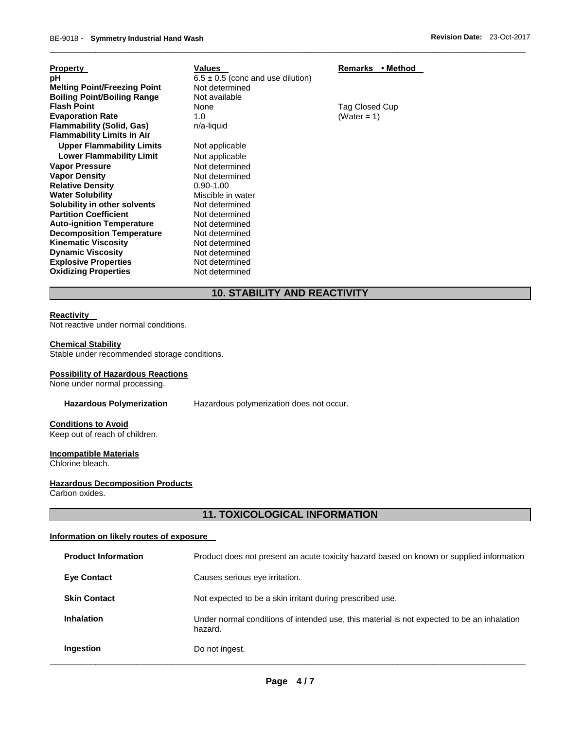| Property | Values | Remarks • Method |
|---|---|---|
| **pH** | 6.5 ± 0.5 (conc and use dilution) | |
| **Melting Point/Freezing Point** | Not determined | |
| **Boiling Point/Boiling Range** | Not available | |
| **Flash Point** | None | Tag Closed Cup |
| **Evaporation Rate** | 1.0 | (Water = 1) |
| **Flammability (Solid, Gas)** | n/a-liquid | |
| **Flammability Limits in Air** | | |
| **Upper Flammability Limits** | Not applicable | |
| **Lower Flammability Limit** | Not applicable | |
| **Vapor Pressure** | Not determined | |
| **Vapor Density** | Not determined | |
| **Relative Density** | 0.90-1.00 | |
| **Water Solubility** | Miscible in water | |
| **Solubility in other solvents** | Not determined | |
| **Partition Coefficient** | Not determined | |
| **Auto-ignition Temperature** | Not determined | |
| **Decomposition Temperature** | Not determined | |
| **Kinematic Viscosity** | Not determined | |
| **Dynamic Viscosity** | Not determined | |
| **Explosive Properties** | Not determined | |
| **Oxidizing Properties** | Not determined | |

## 10. STABILITY AND REACTIVITY

**Reactivity**

Not reactive under normal conditions.

**Chemical Stability**

Stable under recommended storage conditions.

**Possibility of Hazardous Reactions**

None under normal processing.

**Hazardous Polymerization** Hazardous polymerization does not occur.

**Conditions to Avoid**

Keep out of reach of children.

**Incompatible Materials**

Chlorine bleach.

**Hazardous Decomposition Products**

Carbon oxides.

## 11. TOXICOLOGICAL INFORMATION

**Information on likely routes of exposure**

| | |
|---|---|
| **Product Information** | Product does not present an acute toxicity hazard based on known or supplied information |
| **Eye Contact** | Causes serious eye irritation. |
| **Skin Contact** | Not expected to be a skin irritant during prescribed use. |
| **Inhalation** | Under normal conditions of intended use, this material is not expected to be an inhalation hazard. |
| **Ingestion** | Do not ingest. |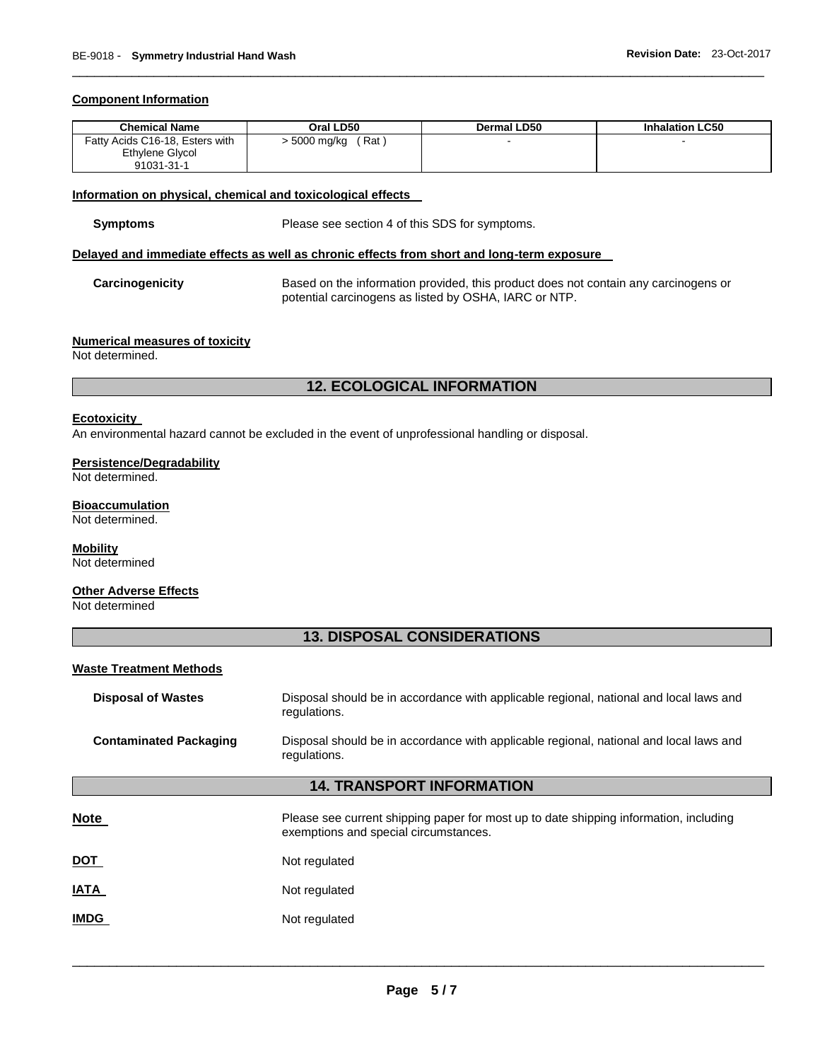### Component Information

| Chemical Name | Oral LD50 | Dermal LD50 | Inhalation LC50 |
|---|---|---|---|
| Fatty Acids C16-18, Esters with Ethylene Glycol 91031-31-1 | > 5000 mg/kg ( Rat ) | - | - |

### Information on physical, chemical and toxicological effects

**Symptoms** Please see section 4 of this SDS for symptoms.

### Delayed and immediate effects as well as chronic effects from short and long-term exposure

**Carcinogenicity** Based on the information provided, this product does not contain any carcinogens or potential carcinogens as listed by OSHA, IARC or NTP.

### Numerical measures of toxicity

Not determined.

## 12. ECOLOGICAL INFORMATION

### Ecotoxicity

An environmental hazard cannot be excluded in the event of unprofessional handling or disposal.

### Persistence/Degradability

Not determined.

### Bioaccumulation

Not determined.

### Mobility

Not determined

### Other Adverse Effects

Not determined

## 13. DISPOSAL CONSIDERATIONS

### Waste Treatment Methods

**Disposal of Wastes** Disposal should be in accordance with applicable regional, national and local laws and regulations.

**Contaminated Packaging** Disposal should be in accordance with applicable regional, national and local laws and regulations.

## 14. TRANSPORT INFORMATION

**Note** Please see current shipping paper for most up to date shipping information, including exemptions and special circumstances.

**DOT** Not regulated

**IATA** Not regulated

**IMDG** Not regulated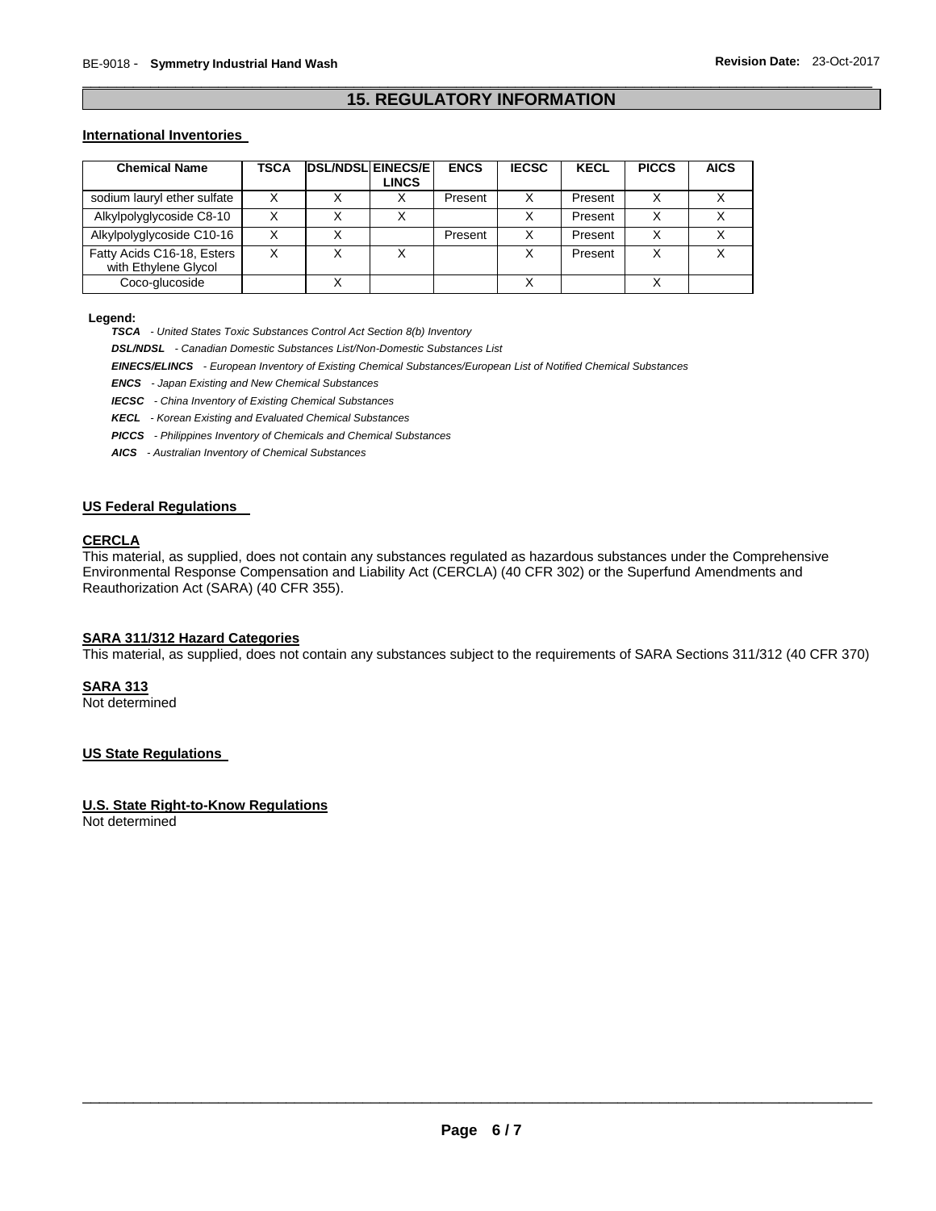## 15. REGULATORY INFORMATION

### International Inventories

| Chemical Name | TSCA | DSL/NDSL | EINECS/ELINCS | ENCS | IECSC | KECL | PICCS | AICS |
|---|---|---|---|---|---|---|---|---|
| sodium lauryl ether sulfate | X | X | X | Present | X | Present | X | X |
| Alkylpolyglycoside C8-10 | X | X | X | | X | Present | X | X |
| Alkylpolyglycoside C10-16 | X | X | | Present | X | Present | X | X |
| Fatty Acids C16-18, Esters with Ethylene Glycol | X | X | X | | X | Present | X | X |
| Coco-glucoside | | X | | | X | | X | |

**Legend:**

***TSCA*** *- United States Toxic Substances Control Act Section 8(b) Inventory*

***DSL/NDSL*** *- Canadian Domestic Substances List/Non-Domestic Substances List*

***EINECS/ELINCS*** *- European Inventory of Existing Chemical Substances/European List of Notified Chemical Substances*

***ENCS*** *- Japan Existing and New Chemical Substances*

***IECSC*** *- China Inventory of Existing Chemical Substances*

***KECL*** *- Korean Existing and Evaluated Chemical Substances*

***PICCS*** *- Philippines Inventory of Chemicals and Chemical Substances*

***AICS*** *- Australian Inventory of Chemical Substances*

### US Federal Regulations

#### CERCLA

This material, as supplied, does not contain any substances regulated as hazardous substances under the Comprehensive Environmental Response Compensation and Liability Act (CERCLA) (40 CFR 302) or the Superfund Amendments and Reauthorization Act (SARA) (40 CFR 355).

#### SARA 311/312 Hazard Categories

This material, as supplied, does not contain any substances subject to the requirements of SARA Sections 311/312 (40 CFR 370)

#### SARA 313

Not determined

### US State Regulations

#### U.S. State Right-to-Know Regulations

Not determined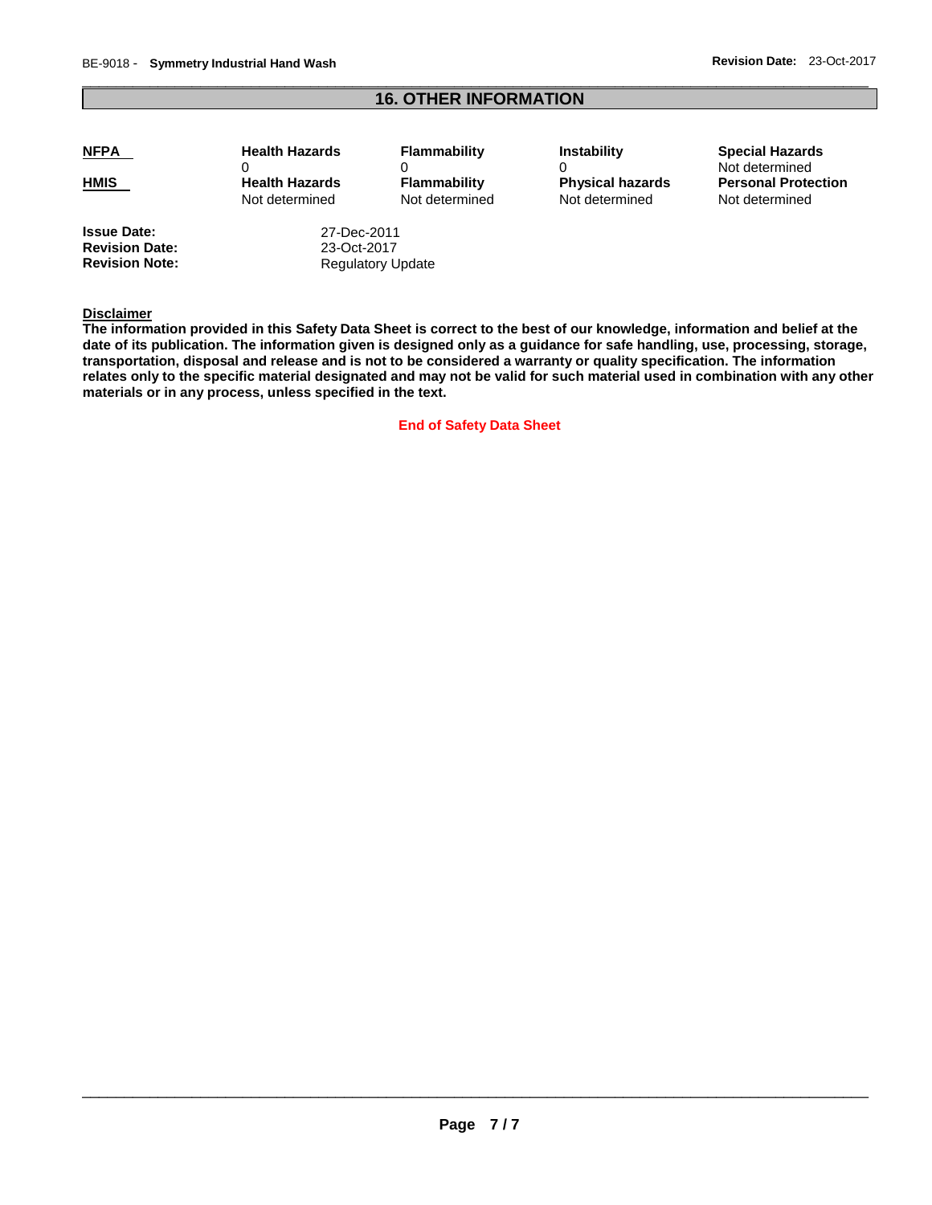## 16. OTHER INFORMATION

| | | | | |
|---|---|---|---|---|
| **NFPA** | **Health Hazards**<br>0 | **Flammability**<br>0 | **Instability**<br>0 | **Special Hazards**<br>Not determined |
| **HMIS** | **Health Hazards**<br>Not determined | **Flammability**<br>Not determined | **Physical hazards**<br>Not determined | **Personal Protection**<br>Not determined |

**Issue Date:** 27-Dec-2011
**Revision Date:** 23-Oct-2017
**Revision Note:** Regulatory Update

**Disclaimer**

**The information provided in this Safety Data Sheet is correct to the best of our knowledge, information and belief at the date of its publication. The information given is designed only as a guidance for safe handling, use, processing, storage, transportation, disposal and release and is not to be considered a warranty or quality specification. The information relates only to the specific material designated and may not be valid for such material used in combination with any other materials or in any process, unless specified in the text.**

**End of Safety Data Sheet**